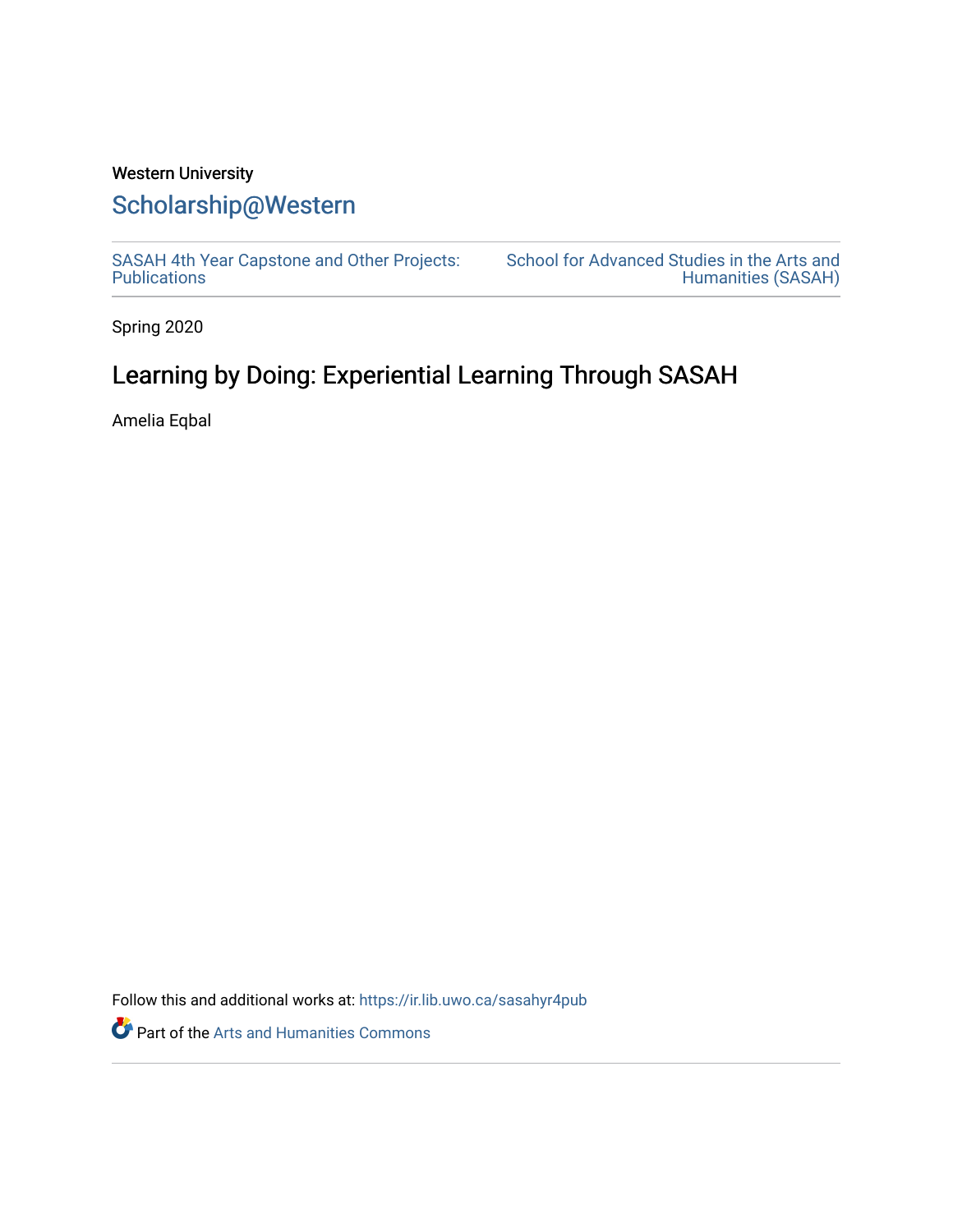Western University

# Scholarship@Western

SASAH 4th Year Capstone and Other Projects: Publications

School for Advanced Studies in the Arts and Humanities (SASAH)

Spring 2020

## Learning by Doing: Experiential Learning Through SASAH

Amelia Eqbal

Follow this and additional works at: https://ir.lib.uwo.ca/sasahyr4pub

Part of the Arts and Humanities Commons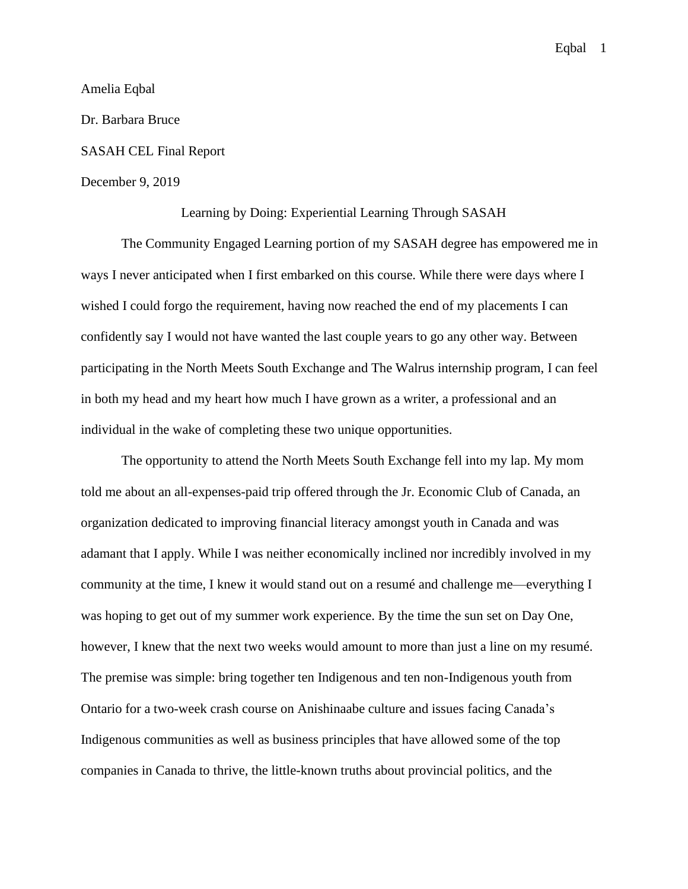Amelia Eqbal

Dr. Barbara Bruce

SASAH CEL Final Report

December 9, 2019

Learning by Doing: Experiential Learning Through SASAH

The Community Engaged Learning portion of my SASAH degree has empowered me in ways I never anticipated when I first embarked on this course. While there were days where I wished I could forgo the requirement, having now reached the end of my placements I can confidently say I would not have wanted the last couple years to go any other way. Between participating in the North Meets South Exchange and The Walrus internship program, I can feel in both my head and my heart how much I have grown as a writer, a professional and an individual in the wake of completing these two unique opportunities.

The opportunity to attend the North Meets South Exchange fell into my lap. My mom told me about an all-expenses-paid trip offered through the Jr. Economic Club of Canada, an organization dedicated to improving financial literacy amongst youth in Canada and was adamant that I apply. While I was neither economically inclined nor incredibly involved in my community at the time, I knew it would stand out on a resumé and challenge me—everything I was hoping to get out of my summer work experience. By the time the sun set on Day One, however, I knew that the next two weeks would amount to more than just a line on my resumé. The premise was simple: bring together ten Indigenous and ten non-Indigenous youth from Ontario for a two-week crash course on Anishinaabe culture and issues facing Canada's Indigenous communities as well as business principles that have allowed some of the top companies in Canada to thrive, the little-known truths about provincial politics, and the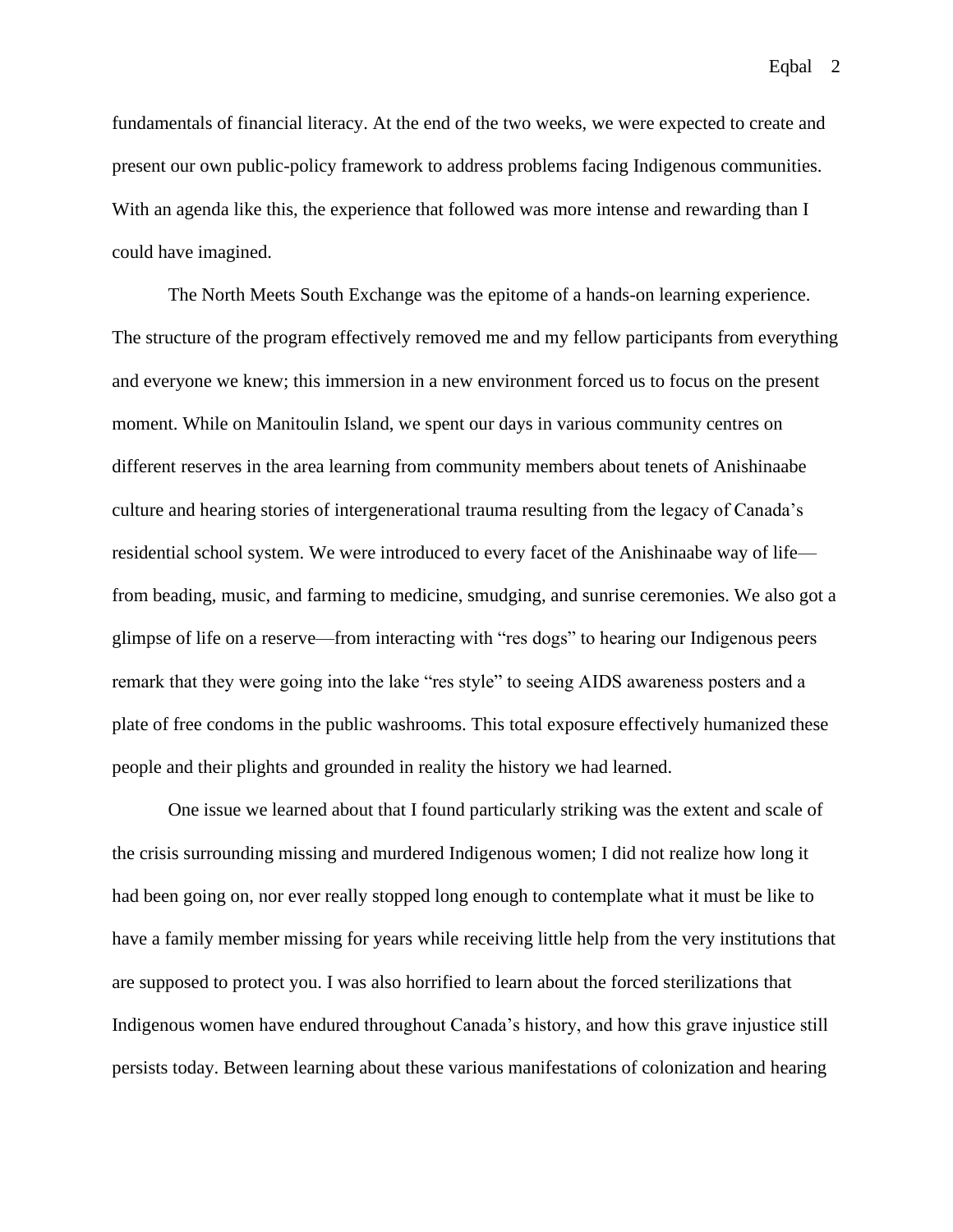fundamentals of financial literacy. At the end of the two weeks, we were expected to create and present our own public-policy framework to address problems facing Indigenous communities. With an agenda like this, the experience that followed was more intense and rewarding than I could have imagined.

The North Meets South Exchange was the epitome of a hands-on learning experience. The structure of the program effectively removed me and my fellow participants from everything and everyone we knew; this immersion in a new environment forced us to focus on the present moment. While on Manitoulin Island, we spent our days in various community centres on different reserves in the area learning from community members about tenets of Anishinaabe culture and hearing stories of intergenerational trauma resulting from the legacy of Canada's residential school system. We were introduced to every facet of the Anishinaabe way of life—from beading, music, and farming to medicine, smudging, and sunrise ceremonies. We also got a glimpse of life on a reserve—from interacting with "res dogs" to hearing our Indigenous peers remark that they were going into the lake "res style" to seeing AIDS awareness posters and a plate of free condoms in the public washrooms. This total exposure effectively humanized these people and their plights and grounded in reality the history we had learned.

One issue we learned about that I found particularly striking was the extent and scale of the crisis surrounding missing and murdered Indigenous women; I did not realize how long it had been going on, nor ever really stopped long enough to contemplate what it must be like to have a family member missing for years while receiving little help from the very institutions that are supposed to protect you. I was also horrified to learn about the forced sterilizations that Indigenous women have endured throughout Canada's history, and how this grave injustice still persists today. Between learning about these various manifestations of colonization and hearing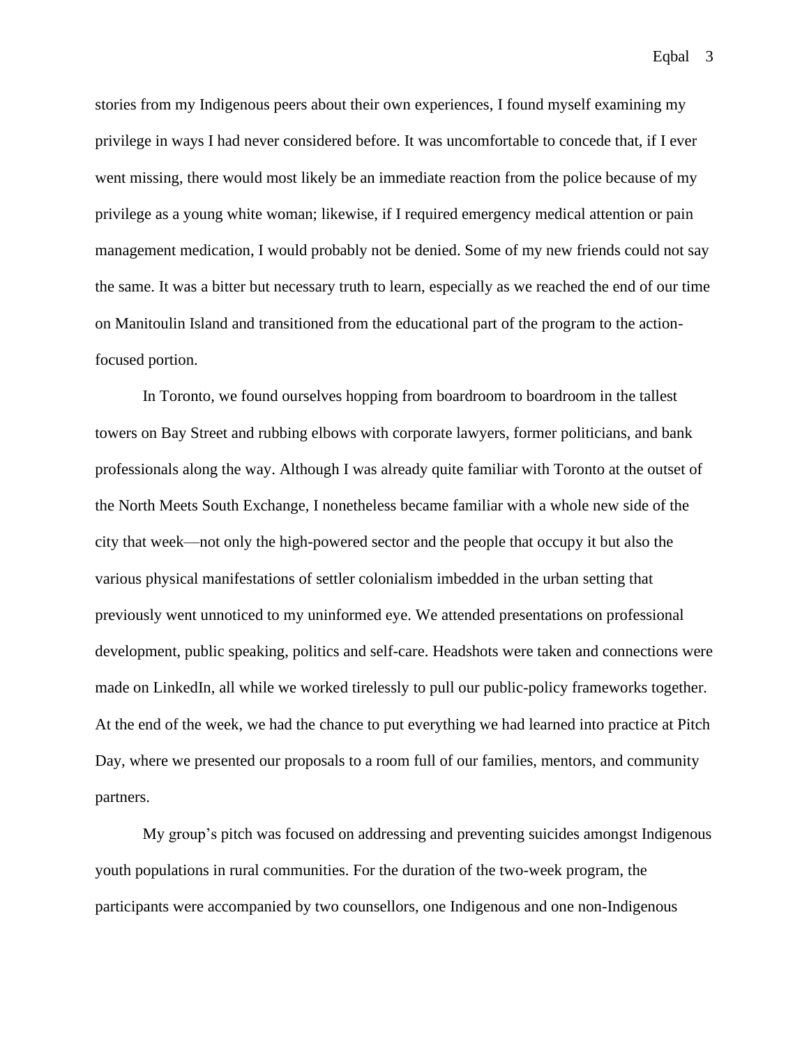stories from my Indigenous peers about their own experiences, I found myself examining my privilege in ways I had never considered before. It was uncomfortable to concede that, if I ever went missing, there would most likely be an immediate reaction from the police because of my privilege as a young white woman; likewise, if I required emergency medical attention or pain management medication, I would probably not be denied. Some of my new friends could not say the same. It was a bitter but necessary truth to learn, especially as we reached the end of our time on Manitoulin Island and transitioned from the educational part of the program to the action-focused portion.

In Toronto, we found ourselves hopping from boardroom to boardroom in the tallest towers on Bay Street and rubbing elbows with corporate lawyers, former politicians, and bank professionals along the way. Although I was already quite familiar with Toronto at the outset of the North Meets South Exchange, I nonetheless became familiar with a whole new side of the city that week—not only the high-powered sector and the people that occupy it but also the various physical manifestations of settler colonialism imbedded in the urban setting that previously went unnoticed to my uninformed eye. We attended presentations on professional development, public speaking, politics and self-care. Headshots were taken and connections were made on LinkedIn, all while we worked tirelessly to pull our public-policy frameworks together. At the end of the week, we had the chance to put everything we had learned into practice at Pitch Day, where we presented our proposals to a room full of our families, mentors, and community partners.

My group's pitch was focused on addressing and preventing suicides amongst Indigenous youth populations in rural communities. For the duration of the two-week program, the participants were accompanied by two counsellors, one Indigenous and one non-Indigenous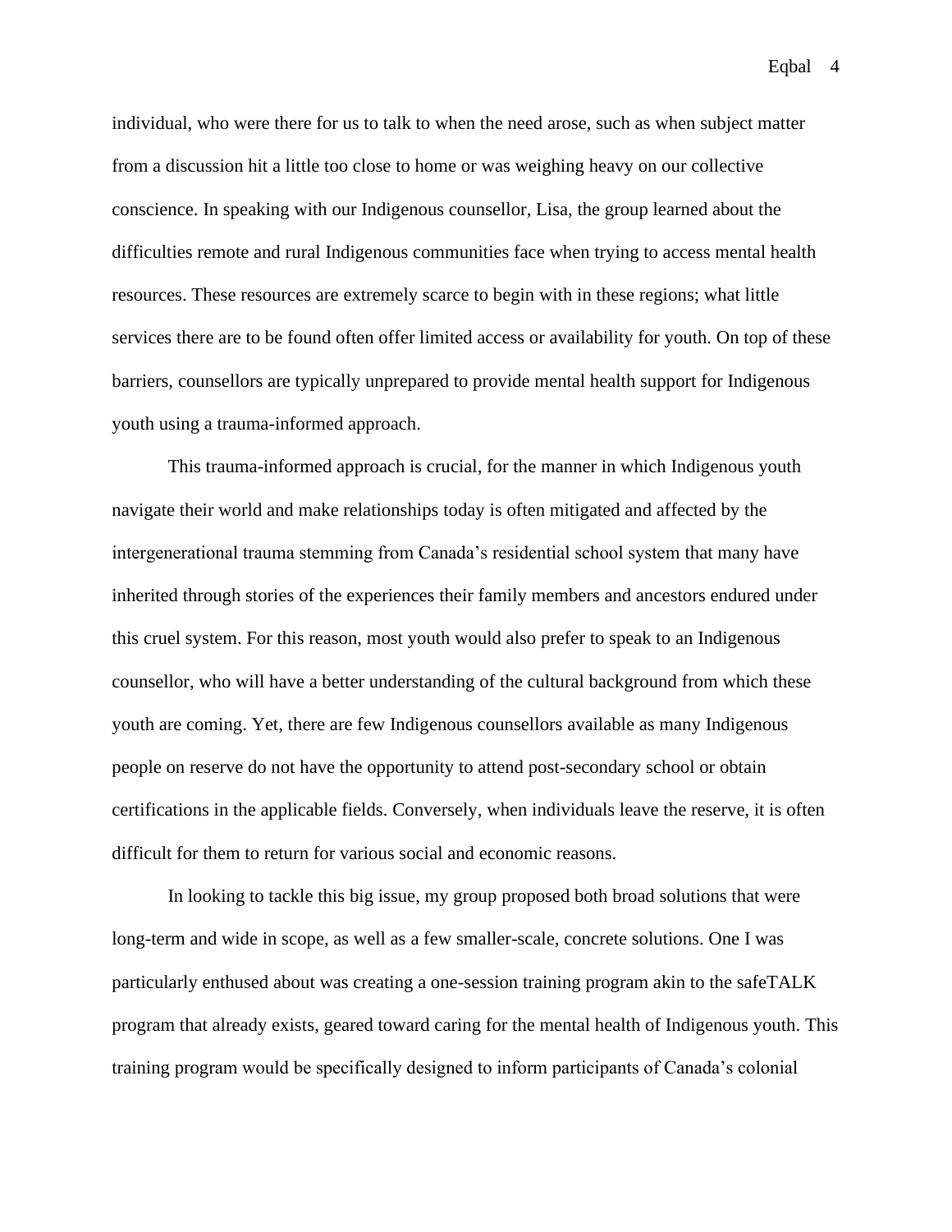individual, who were there for us to talk to when the need arose, such as when subject matter from a discussion hit a little too close to home or was weighing heavy on our collective conscience. In speaking with our Indigenous counsellor, Lisa, the group learned about the difficulties remote and rural Indigenous communities face when trying to access mental health resources. These resources are extremely scarce to begin with in these regions; what little services there are to be found often offer limited access or availability for youth. On top of these barriers, counsellors are typically unprepared to provide mental health support for Indigenous youth using a trauma-informed approach.

This trauma-informed approach is crucial, for the manner in which Indigenous youth navigate their world and make relationships today is often mitigated and affected by the intergenerational trauma stemming from Canada's residential school system that many have inherited through stories of the experiences their family members and ancestors endured under this cruel system. For this reason, most youth would also prefer to speak to an Indigenous counsellor, who will have a better understanding of the cultural background from which these youth are coming. Yet, there are few Indigenous counsellors available as many Indigenous people on reserve do not have the opportunity to attend post-secondary school or obtain certifications in the applicable fields. Conversely, when individuals leave the reserve, it is often difficult for them to return for various social and economic reasons.

In looking to tackle this big issue, my group proposed both broad solutions that were long-term and wide in scope, as well as a few smaller-scale, concrete solutions. One I was particularly enthused about was creating a one-session training program akin to the safeTALK program that already exists, geared toward caring for the mental health of Indigenous youth. This training program would be specifically designed to inform participants of Canada's colonial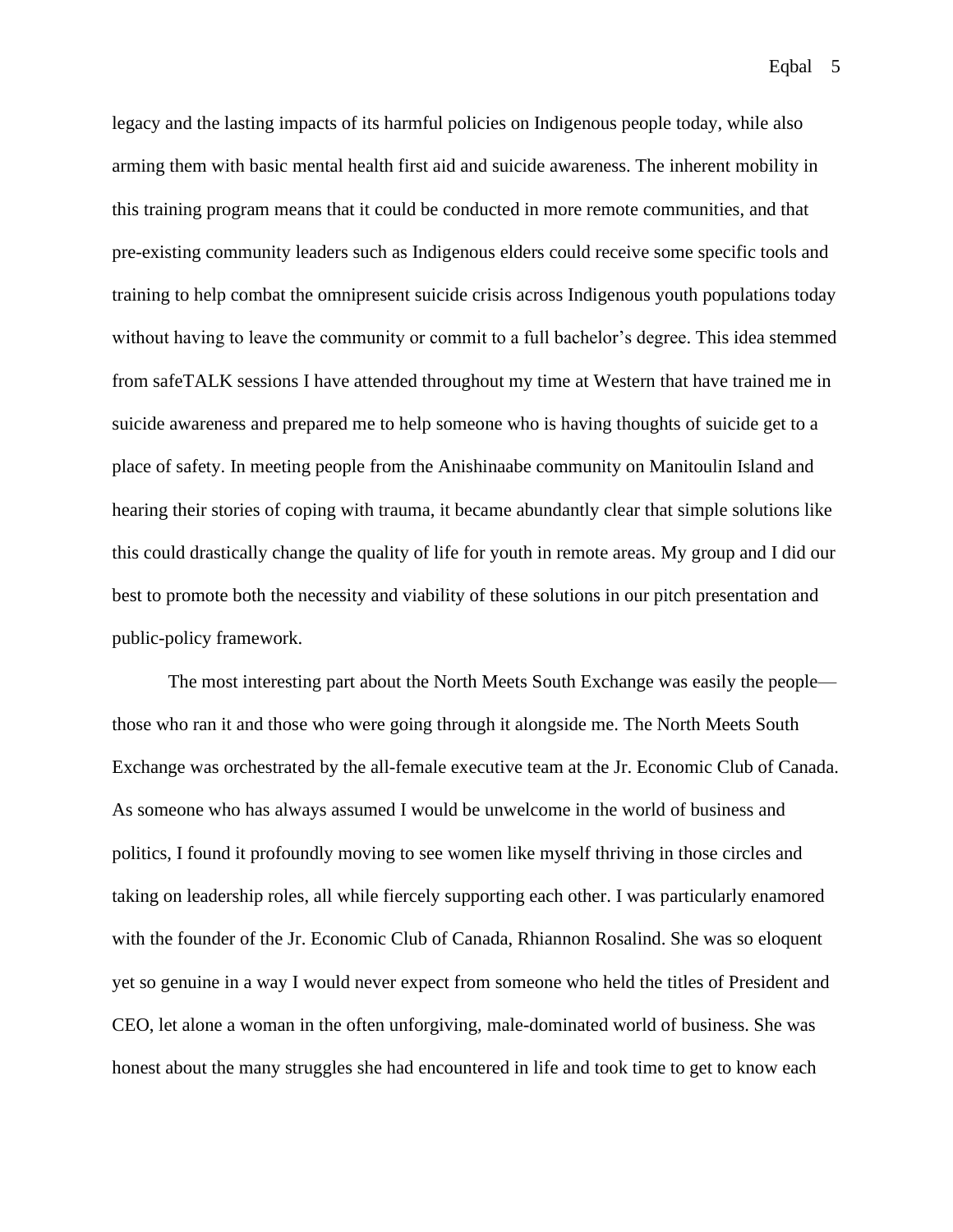legacy and the lasting impacts of its harmful policies on Indigenous people today, while also arming them with basic mental health first aid and suicide awareness. The inherent mobility in this training program means that it could be conducted in more remote communities, and that pre-existing community leaders such as Indigenous elders could receive some specific tools and training to help combat the omnipresent suicide crisis across Indigenous youth populations today without having to leave the community or commit to a full bachelor's degree. This idea stemmed from safeTALK sessions I have attended throughout my time at Western that have trained me in suicide awareness and prepared me to help someone who is having thoughts of suicide get to a place of safety. In meeting people from the Anishinaabe community on Manitoulin Island and hearing their stories of coping with trauma, it became abundantly clear that simple solutions like this could drastically change the quality of life for youth in remote areas. My group and I did our best to promote both the necessity and viability of these solutions in our pitch presentation and public-policy framework.

The most interesting part about the North Meets South Exchange was easily the people—those who ran it and those who were going through it alongside me. The North Meets South Exchange was orchestrated by the all-female executive team at the Jr. Economic Club of Canada. As someone who has always assumed I would be unwelcome in the world of business and politics, I found it profoundly moving to see women like myself thriving in those circles and taking on leadership roles, all while fiercely supporting each other. I was particularly enamored with the founder of the Jr. Economic Club of Canada, Rhiannon Rosalind. She was so eloquent yet so genuine in a way I would never expect from someone who held the titles of President and CEO, let alone a woman in the often unforgiving, male-dominated world of business. She was honest about the many struggles she had encountered in life and took time to get to know each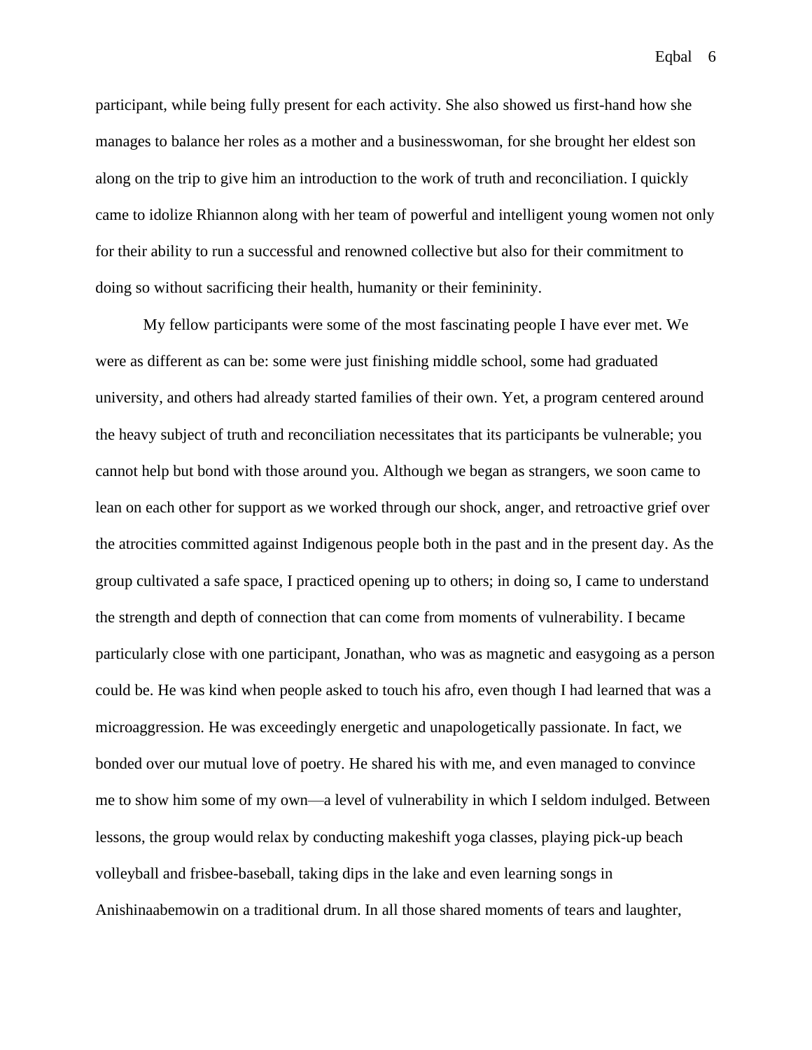participant, while being fully present for each activity. She also showed us first-hand how she manages to balance her roles as a mother and a businesswoman, for she brought her eldest son along on the trip to give him an introduction to the work of truth and reconciliation. I quickly came to idolize Rhiannon along with her team of powerful and intelligent young women not only for their ability to run a successful and renowned collective but also for their commitment to doing so without sacrificing their health, humanity or their femininity.

My fellow participants were some of the most fascinating people I have ever met. We were as different as can be: some were just finishing middle school, some had graduated university, and others had already started families of their own. Yet, a program centered around the heavy subject of truth and reconciliation necessitates that its participants be vulnerable; you cannot help but bond with those around you. Although we began as strangers, we soon came to lean on each other for support as we worked through our shock, anger, and retroactive grief over the atrocities committed against Indigenous people both in the past and in the present day. As the group cultivated a safe space, I practiced opening up to others; in doing so, I came to understand the strength and depth of connection that can come from moments of vulnerability. I became particularly close with one participant, Jonathan, who was as magnetic and easygoing as a person could be. He was kind when people asked to touch his afro, even though I had learned that was a microaggression. He was exceedingly energetic and unapologetically passionate. In fact, we bonded over our mutual love of poetry. He shared his with me, and even managed to convince me to show him some of my own—a level of vulnerability in which I seldom indulged. Between lessons, the group would relax by conducting makeshift yoga classes, playing pick-up beach volleyball and frisbee-baseball, taking dips in the lake and even learning songs in Anishinaabemowin on a traditional drum. In all those shared moments of tears and laughter,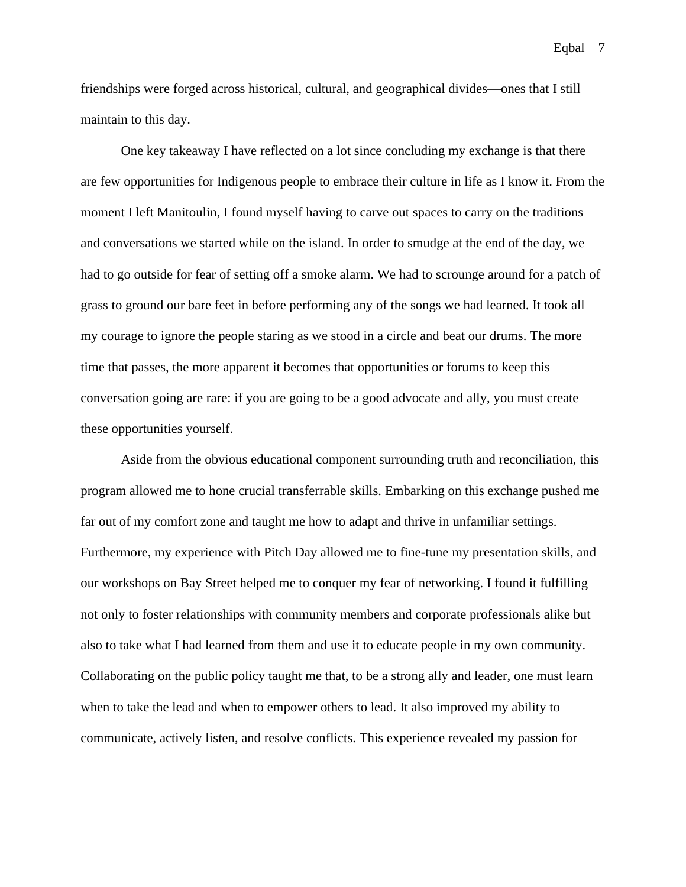friendships were forged across historical, cultural, and geographical divides—ones that I still maintain to this day.

One key takeaway I have reflected on a lot since concluding my exchange is that there are few opportunities for Indigenous people to embrace their culture in life as I know it. From the moment I left Manitoulin, I found myself having to carve out spaces to carry on the traditions and conversations we started while on the island. In order to smudge at the end of the day, we had to go outside for fear of setting off a smoke alarm. We had to scrounge around for a patch of grass to ground our bare feet in before performing any of the songs we had learned. It took all my courage to ignore the people staring as we stood in a circle and beat our drums. The more time that passes, the more apparent it becomes that opportunities or forums to keep this conversation going are rare: if you are going to be a good advocate and ally, you must create these opportunities yourself.

Aside from the obvious educational component surrounding truth and reconciliation, this program allowed me to hone crucial transferrable skills. Embarking on this exchange pushed me far out of my comfort zone and taught me how to adapt and thrive in unfamiliar settings. Furthermore, my experience with Pitch Day allowed me to fine-tune my presentation skills, and our workshops on Bay Street helped me to conquer my fear of networking. I found it fulfilling not only to foster relationships with community members and corporate professionals alike but also to take what I had learned from them and use it to educate people in my own community. Collaborating on the public policy taught me that, to be a strong ally and leader, one must learn when to take the lead and when to empower others to lead. It also improved my ability to communicate, actively listen, and resolve conflicts. This experience revealed my passion for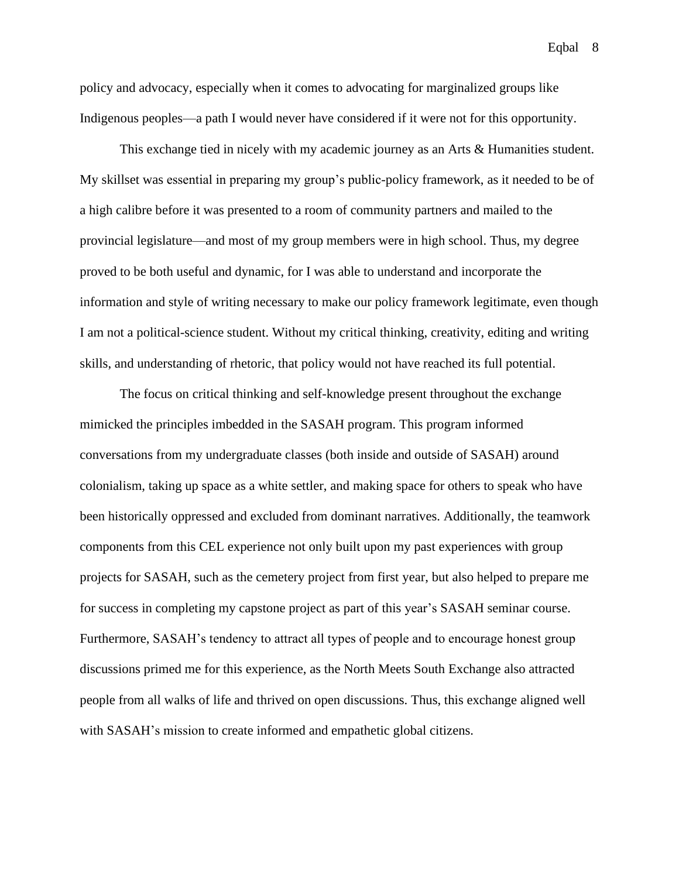policy and advocacy, especially when it comes to advocating for marginalized groups like Indigenous peoples—a path I would never have considered if it were not for this opportunity.

This exchange tied in nicely with my academic journey as an Arts & Humanities student. My skillset was essential in preparing my group's public-policy framework, as it needed to be of a high calibre before it was presented to a room of community partners and mailed to the provincial legislature—and most of my group members were in high school. Thus, my degree proved to be both useful and dynamic, for I was able to understand and incorporate the information and style of writing necessary to make our policy framework legitimate, even though I am not a political-science student. Without my critical thinking, creativity, editing and writing skills, and understanding of rhetoric, that policy would not have reached its full potential.

The focus on critical thinking and self-knowledge present throughout the exchange mimicked the principles imbedded in the SASAH program. This program informed conversations from my undergraduate classes (both inside and outside of SASAH) around colonialism, taking up space as a white settler, and making space for others to speak who have been historically oppressed and excluded from dominant narratives. Additionally, the teamwork components from this CEL experience not only built upon my past experiences with group projects for SASAH, such as the cemetery project from first year, but also helped to prepare me for success in completing my capstone project as part of this year's SASAH seminar course. Furthermore, SASAH's tendency to attract all types of people and to encourage honest group discussions primed me for this experience, as the North Meets South Exchange also attracted people from all walks of life and thrived on open discussions. Thus, this exchange aligned well with SASAH's mission to create informed and empathetic global citizens.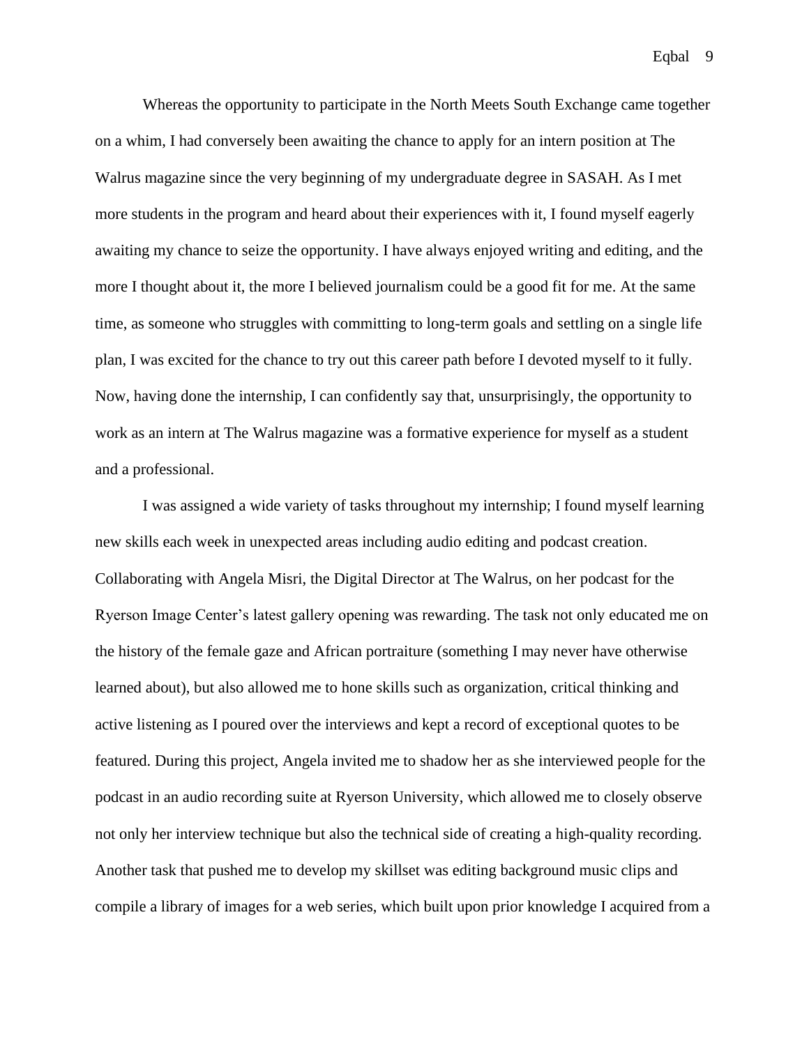Whereas the opportunity to participate in the North Meets South Exchange came together on a whim, I had conversely been awaiting the chance to apply for an intern position at The Walrus magazine since the very beginning of my undergraduate degree in SASAH. As I met more students in the program and heard about their experiences with it, I found myself eagerly awaiting my chance to seize the opportunity. I have always enjoyed writing and editing, and the more I thought about it, the more I believed journalism could be a good fit for me. At the same time, as someone who struggles with committing to long-term goals and settling on a single life plan, I was excited for the chance to try out this career path before I devoted myself to it fully. Now, having done the internship, I can confidently say that, unsurprisingly, the opportunity to work as an intern at The Walrus magazine was a formative experience for myself as a student and a professional.

I was assigned a wide variety of tasks throughout my internship; I found myself learning new skills each week in unexpected areas including audio editing and podcast creation. Collaborating with Angela Misri, the Digital Director at The Walrus, on her podcast for the Ryerson Image Center's latest gallery opening was rewarding. The task not only educated me on the history of the female gaze and African portraiture (something I may never have otherwise learned about), but also allowed me to hone skills such as organization, critical thinking and active listening as I poured over the interviews and kept a record of exceptional quotes to be featured. During this project, Angela invited me to shadow her as she interviewed people for the podcast in an audio recording suite at Ryerson University, which allowed me to closely observe not only her interview technique but also the technical side of creating a high-quality recording. Another task that pushed me to develop my skillset was editing background music clips and compile a library of images for a web series, which built upon prior knowledge I acquired from a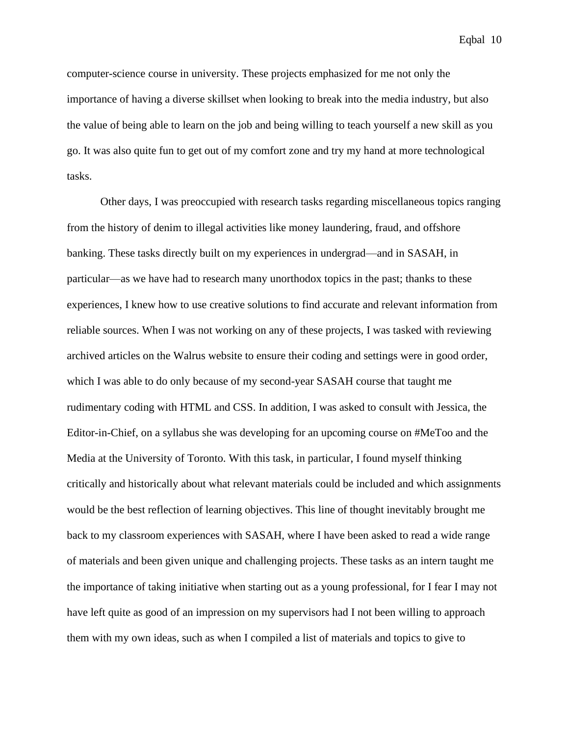computer-science course in university. These projects emphasized for me not only the importance of having a diverse skillset when looking to break into the media industry, but also the value of being able to learn on the job and being willing to teach yourself a new skill as you go. It was also quite fun to get out of my comfort zone and try my hand at more technological tasks.

Other days, I was preoccupied with research tasks regarding miscellaneous topics ranging from the history of denim to illegal activities like money laundering, fraud, and offshore banking. These tasks directly built on my experiences in undergrad—and in SASAH, in particular—as we have had to research many unorthodox topics in the past; thanks to these experiences, I knew how to use creative solutions to find accurate and relevant information from reliable sources. When I was not working on any of these projects, I was tasked with reviewing archived articles on the Walrus website to ensure their coding and settings were in good order, which I was able to do only because of my second-year SASAH course that taught me rudimentary coding with HTML and CSS. In addition, I was asked to consult with Jessica, the Editor-in-Chief, on a syllabus she was developing for an upcoming course on #MeToo and the Media at the University of Toronto. With this task, in particular, I found myself thinking critically and historically about what relevant materials could be included and which assignments would be the best reflection of learning objectives. This line of thought inevitably brought me back to my classroom experiences with SASAH, where I have been asked to read a wide range of materials and been given unique and challenging projects. These tasks as an intern taught me the importance of taking initiative when starting out as a young professional, for I fear I may not have left quite as good of an impression on my supervisors had I not been willing to approach them with my own ideas, such as when I compiled a list of materials and topics to give to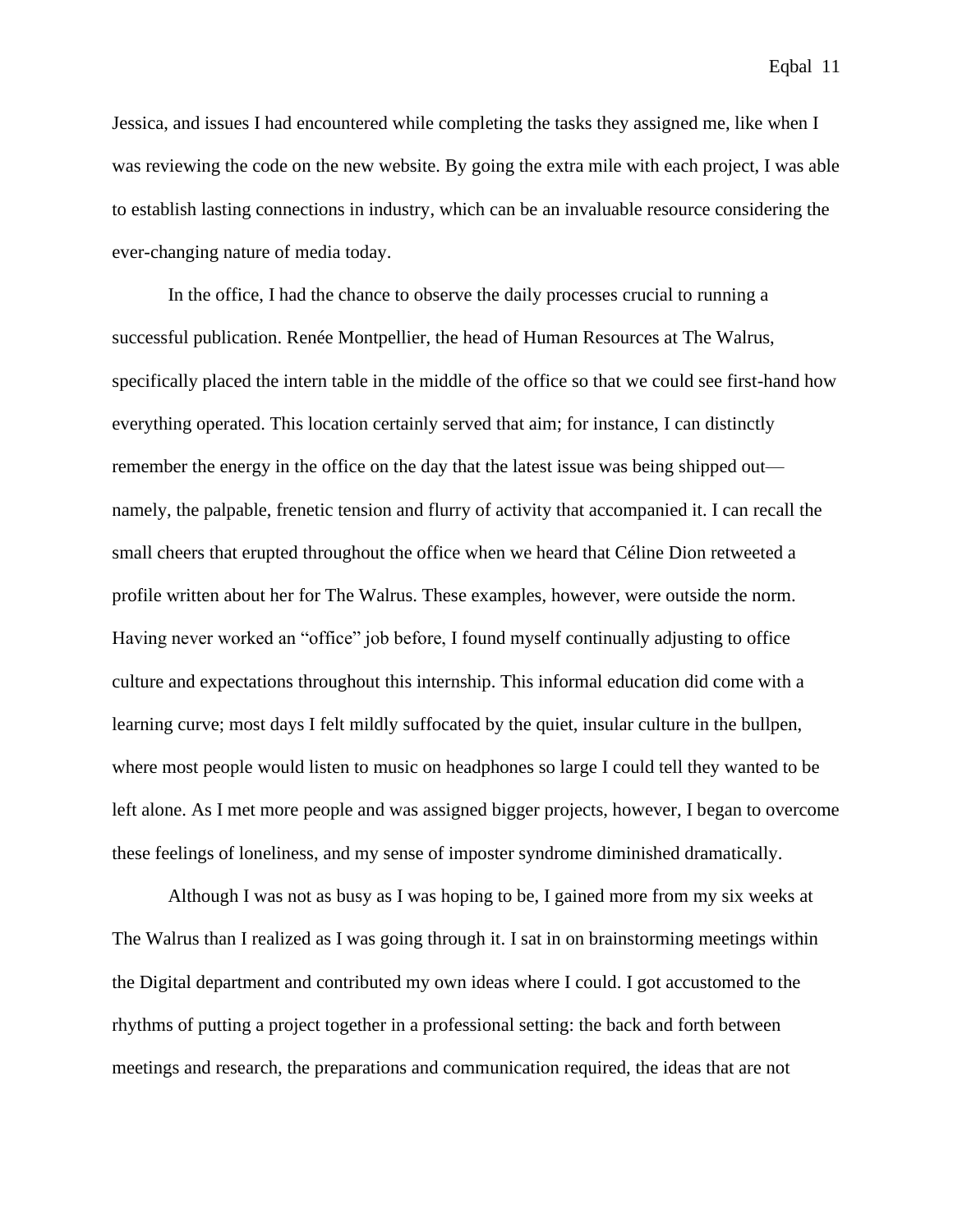Jessica, and issues I had encountered while completing the tasks they assigned me, like when I was reviewing the code on the new website. By going the extra mile with each project, I was able to establish lasting connections in industry, which can be an invaluable resource considering the ever-changing nature of media today.

In the office, I had the chance to observe the daily processes crucial to running a successful publication. Renée Montpellier, the head of Human Resources at The Walrus, specifically placed the intern table in the middle of the office so that we could see first-hand how everything operated. This location certainly served that aim; for instance, I can distinctly remember the energy in the office on the day that the latest issue was being shipped out—namely, the palpable, frenetic tension and flurry of activity that accompanied it. I can recall the small cheers that erupted throughout the office when we heard that Céline Dion retweeted a profile written about her for The Walrus. These examples, however, were outside the norm. Having never worked an "office" job before, I found myself continually adjusting to office culture and expectations throughout this internship. This informal education did come with a learning curve; most days I felt mildly suffocated by the quiet, insular culture in the bullpen, where most people would listen to music on headphones so large I could tell they wanted to be left alone. As I met more people and was assigned bigger projects, however, I began to overcome these feelings of loneliness, and my sense of imposter syndrome diminished dramatically.

Although I was not as busy as I was hoping to be, I gained more from my six weeks at The Walrus than I realized as I was going through it. I sat in on brainstorming meetings within the Digital department and contributed my own ideas where I could. I got accustomed to the rhythms of putting a project together in a professional setting: the back and forth between meetings and research, the preparations and communication required, the ideas that are not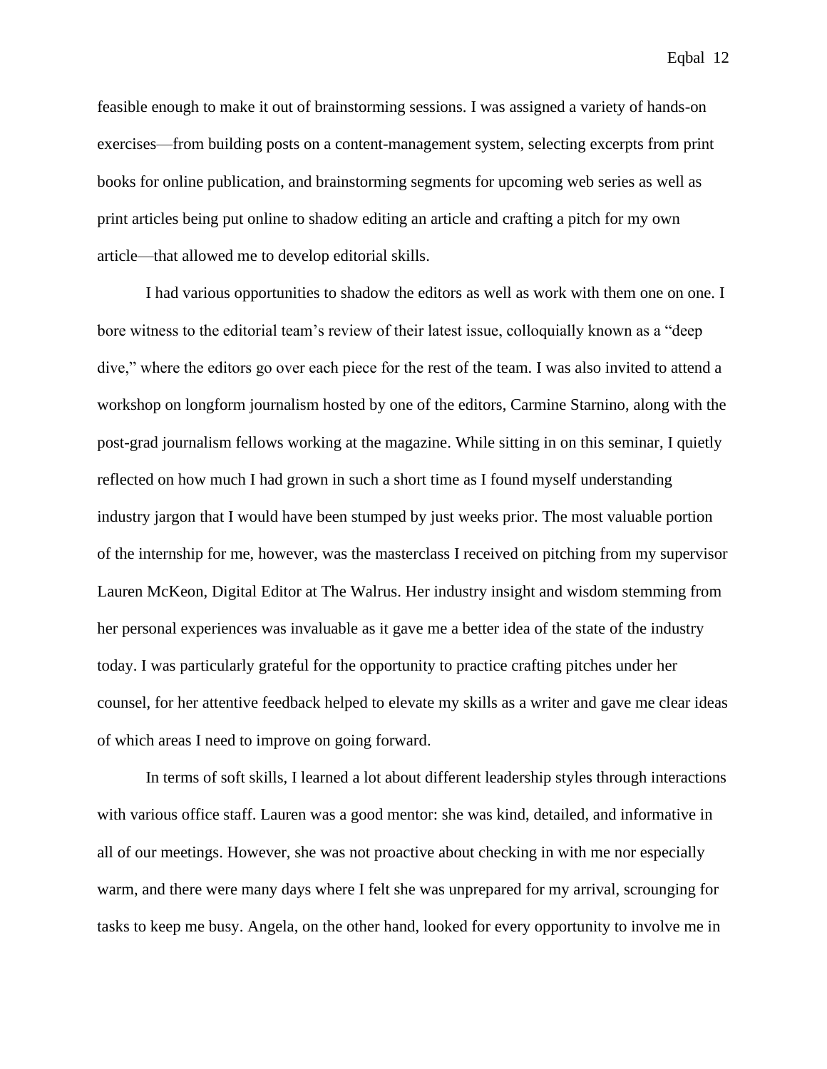feasible enough to make it out of brainstorming sessions. I was assigned a variety of hands-on exercises—from building posts on a content-management system, selecting excerpts from print books for online publication, and brainstorming segments for upcoming web series as well as print articles being put online to shadow editing an article and crafting a pitch for my own article—that allowed me to develop editorial skills.

I had various opportunities to shadow the editors as well as work with them one on one. I bore witness to the editorial team's review of their latest issue, colloquially known as a "deep dive," where the editors go over each piece for the rest of the team. I was also invited to attend a workshop on longform journalism hosted by one of the editors, Carmine Starnino, along with the post-grad journalism fellows working at the magazine. While sitting in on this seminar, I quietly reflected on how much I had grown in such a short time as I found myself understanding industry jargon that I would have been stumped by just weeks prior. The most valuable portion of the internship for me, however, was the masterclass I received on pitching from my supervisor Lauren McKeon, Digital Editor at The Walrus. Her industry insight and wisdom stemming from her personal experiences was invaluable as it gave me a better idea of the state of the industry today. I was particularly grateful for the opportunity to practice crafting pitches under her counsel, for her attentive feedback helped to elevate my skills as a writer and gave me clear ideas of which areas I need to improve on going forward.

In terms of soft skills, I learned a lot about different leadership styles through interactions with various office staff. Lauren was a good mentor: she was kind, detailed, and informative in all of our meetings. However, she was not proactive about checking in with me nor especially warm, and there were many days where I felt she was unprepared for my arrival, scrounging for tasks to keep me busy. Angela, on the other hand, looked for every opportunity to involve me in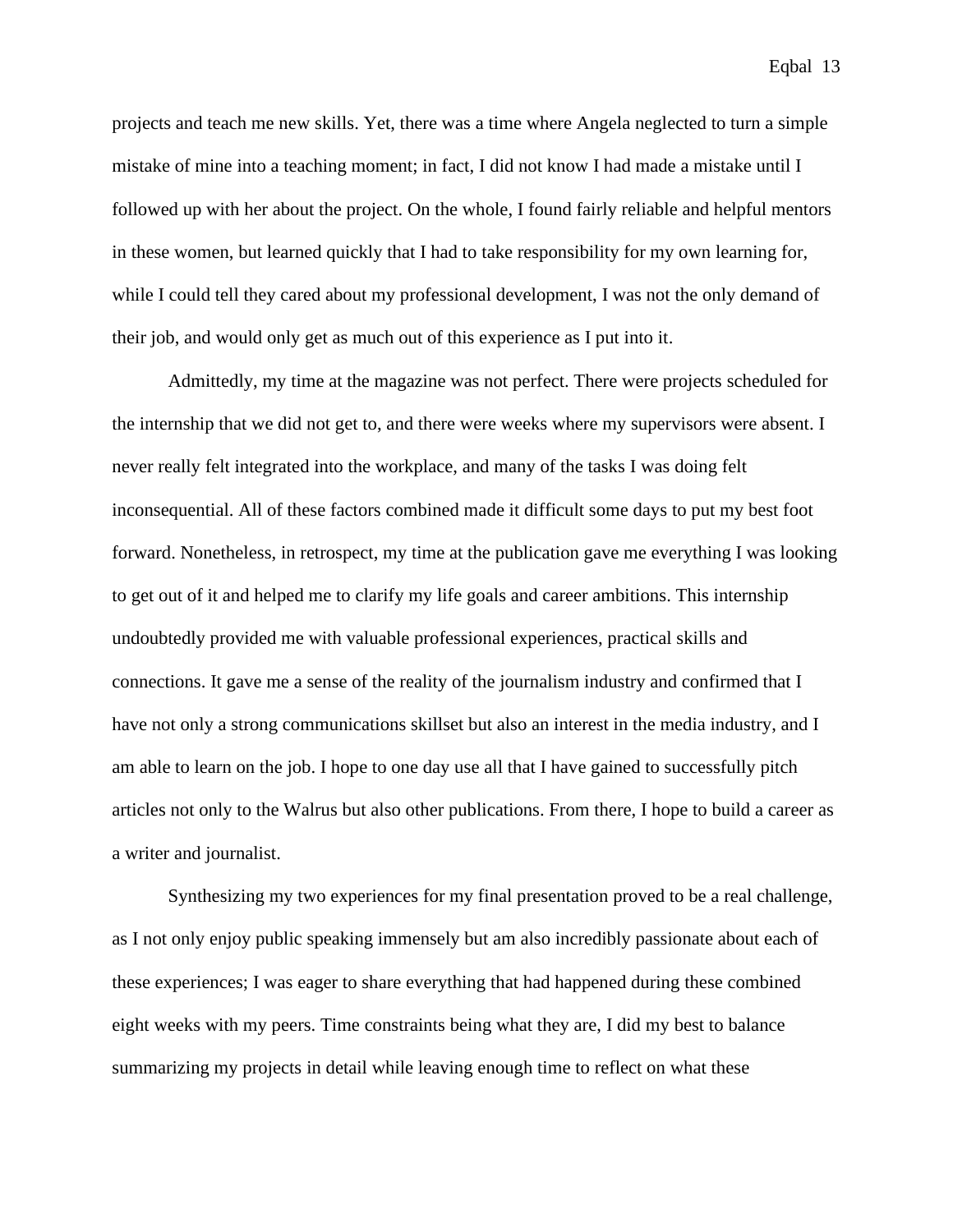projects and teach me new skills. Yet, there was a time where Angela neglected to turn a simple mistake of mine into a teaching moment; in fact, I did not know I had made a mistake until I followed up with her about the project. On the whole, I found fairly reliable and helpful mentors in these women, but learned quickly that I had to take responsibility for my own learning for, while I could tell they cared about my professional development, I was not the only demand of their job, and would only get as much out of this experience as I put into it.

Admittedly, my time at the magazine was not perfect. There were projects scheduled for the internship that we did not get to, and there were weeks where my supervisors were absent. I never really felt integrated into the workplace, and many of the tasks I was doing felt inconsequential. All of these factors combined made it difficult some days to put my best foot forward. Nonetheless, in retrospect, my time at the publication gave me everything I was looking to get out of it and helped me to clarify my life goals and career ambitions. This internship undoubtedly provided me with valuable professional experiences, practical skills and connections. It gave me a sense of the reality of the journalism industry and confirmed that I have not only a strong communications skillset but also an interest in the media industry, and I am able to learn on the job. I hope to one day use all that I have gained to successfully pitch articles not only to the Walrus but also other publications. From there, I hope to build a career as a writer and journalist.

Synthesizing my two experiences for my final presentation proved to be a real challenge, as I not only enjoy public speaking immensely but am also incredibly passionate about each of these experiences; I was eager to share everything that had happened during these combined eight weeks with my peers. Time constraints being what they are, I did my best to balance summarizing my projects in detail while leaving enough time to reflect on what these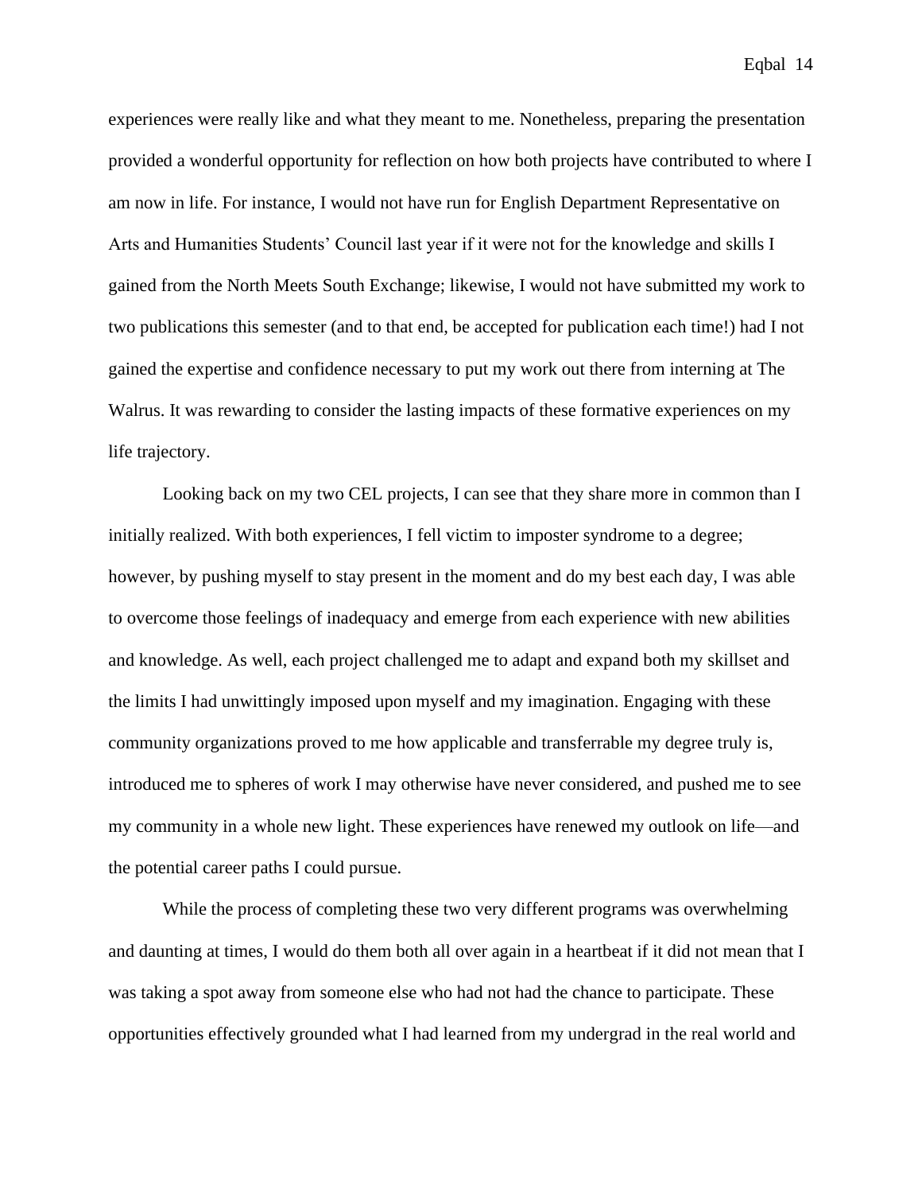experiences were really like and what they meant to me. Nonetheless, preparing the presentation provided a wonderful opportunity for reflection on how both projects have contributed to where I am now in life. For instance, I would not have run for English Department Representative on Arts and Humanities Students' Council last year if it were not for the knowledge and skills I gained from the North Meets South Exchange; likewise, I would not have submitted my work to two publications this semester (and to that end, be accepted for publication each time!) had I not gained the expertise and confidence necessary to put my work out there from interning at The Walrus. It was rewarding to consider the lasting impacts of these formative experiences on my life trajectory.

Looking back on my two CEL projects, I can see that they share more in common than I initially realized. With both experiences, I fell victim to imposter syndrome to a degree; however, by pushing myself to stay present in the moment and do my best each day, I was able to overcome those feelings of inadequacy and emerge from each experience with new abilities and knowledge. As well, each project challenged me to adapt and expand both my skillset and the limits I had unwittingly imposed upon myself and my imagination. Engaging with these community organizations proved to me how applicable and transferrable my degree truly is, introduced me to spheres of work I may otherwise have never considered, and pushed me to see my community in a whole new light. These experiences have renewed my outlook on life—and the potential career paths I could pursue.

While the process of completing these two very different programs was overwhelming and daunting at times, I would do them both all over again in a heartbeat if it did not mean that I was taking a spot away from someone else who had not had the chance to participate. These opportunities effectively grounded what I had learned from my undergrad in the real world and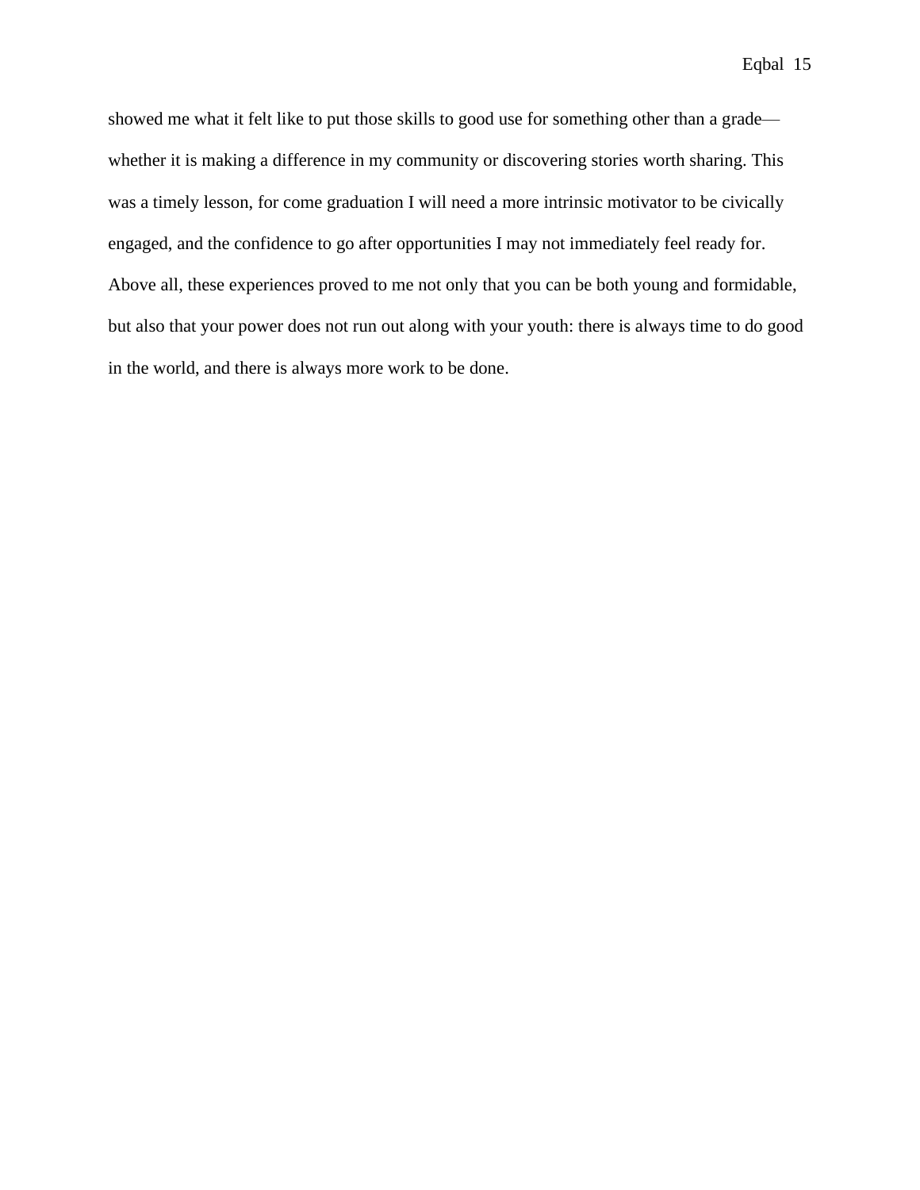showed me what it felt like to put those skills to good use for something other than a grade—whether it is making a difference in my community or discovering stories worth sharing. This was a timely lesson, for come graduation I will need a more intrinsic motivator to be civically engaged, and the confidence to go after opportunities I may not immediately feel ready for. Above all, these experiences proved to me not only that you can be both young and formidable, but also that your power does not run out along with your youth: there is always time to do good in the world, and there is always more work to be done.